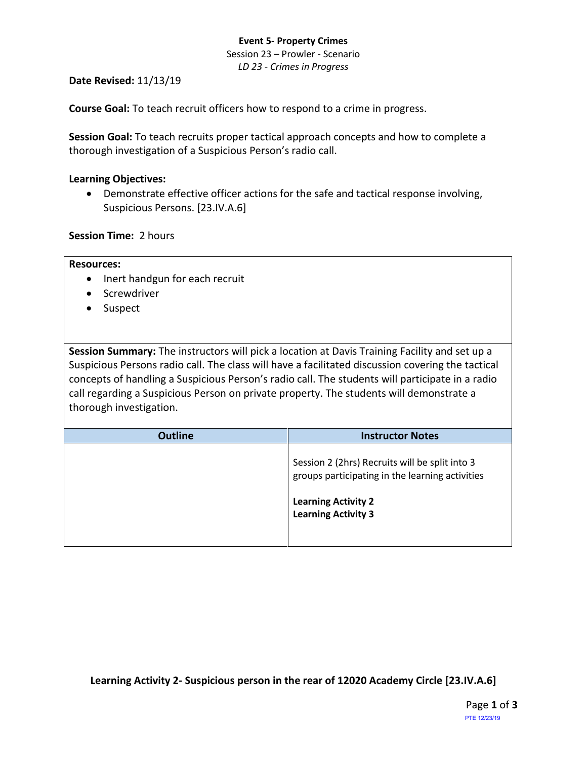# Event 5- Property Crimes

Session 23 – Prowler - Scenario

*LD 23 - Crimes in Progress*

**Date Revised:** 11/13/19

**Course Goal:** To teach recruit officers how to respond to a crime in progress.

**Session Goal:** To teach recruits proper tactical approach concepts and how to complete a thorough investigation of a Suspicious Person's radio call.

**Learning Objectives:**

- Demonstrate effective officer actions for the safe and tactical response involving, Suspicious Persons. [23.IV.A.6]

**Session Time:** 2 hours

**Resources:**

- Inert handgun for each recruit
- Screwdriver
- Suspect

**Session Summary:** The instructors will pick a location at Davis Training Facility and set up a Suspicious Persons radio call. The class will have a facilitated discussion covering the tactical concepts of handling a Suspicious Person's radio call. The students will participate in a radio call regarding a Suspicious Person on private property. The students will demonstrate a thorough investigation.

| Outline | Instructor Notes |
|---|---|
| | Session 2 (2hrs) Recruits will be split into 3 groups participating in the learning activities<br><br>**Learning Activity 2**<br>**Learning Activity 3** |

**Learning Activity 2- Suspicious person in the rear of 12020 Academy Circle [23.IV.A.6]**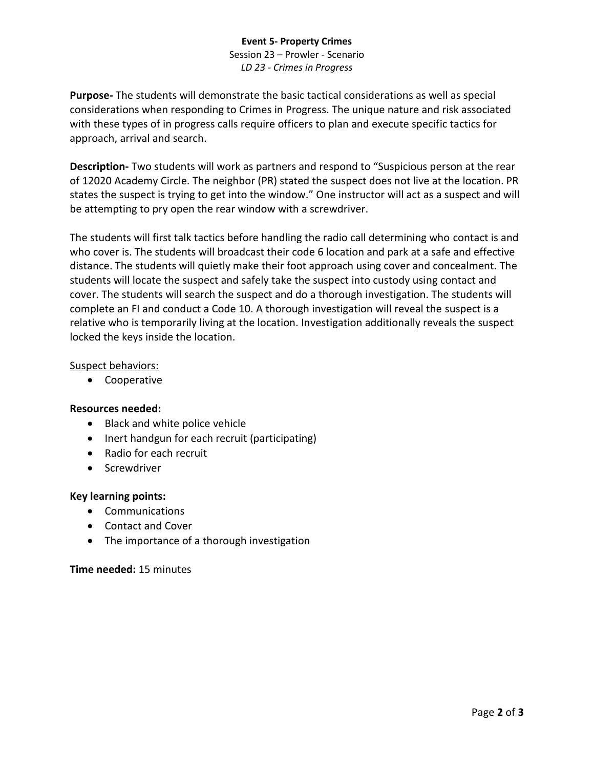**Event 5- Property Crimes**

Session 23 – Prowler - Scenario

*LD 23 - Crimes in Progress*

**Purpose-** The students will demonstrate the basic tactical considerations as well as special considerations when responding to Crimes in Progress. The unique nature and risk associated with these types of in progress calls require officers to plan and execute specific tactics for approach, arrival and search.

**Description-** Two students will work as partners and respond to "Suspicious person at the rear of 12020 Academy Circle. The neighbor (PR) stated the suspect does not live at the location. PR states the suspect is trying to get into the window." One instructor will act as a suspect and will be attempting to pry open the rear window with a screwdriver.

The students will first talk tactics before handling the radio call determining who contact is and who cover is. The students will broadcast their code 6 location and park at a safe and effective distance. The students will quietly make their foot approach using cover and concealment. The students will locate the suspect and safely take the suspect into custody using contact and cover. The students will search the suspect and do a thorough investigation. The students will complete an FI and conduct a Code 10. A thorough investigation will reveal the suspect is a relative who is temporarily living at the location. Investigation additionally reveals the suspect locked the keys inside the location.

<u>Suspect behaviors:</u>

- Cooperative

**Resources needed:**

- Black and white police vehicle
- Inert handgun for each recruit (participating)
- Radio for each recruit
- Screwdriver

**Key learning points:**

- Communications
- Contact and Cover
- The importance of a thorough investigation

**Time needed:** 15 minutes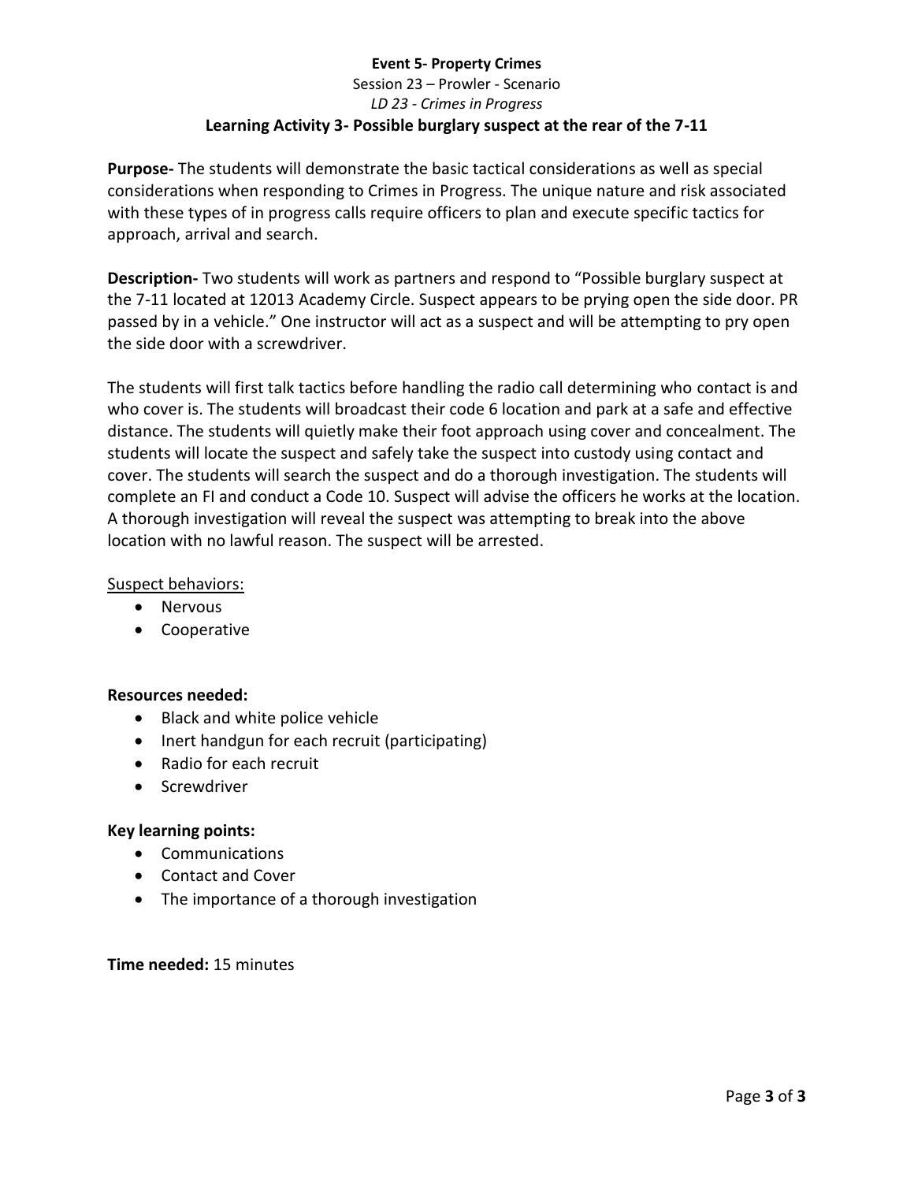**Event 5- Property Crimes**

Session 23 – Prowler - Scenario

*LD 23 - Crimes in Progress*

**Learning Activity 3- Possible burglary suspect at the rear of the 7-11**

**Purpose-** The students will demonstrate the basic tactical considerations as well as special considerations when responding to Crimes in Progress. The unique nature and risk associated with these types of in progress calls require officers to plan and execute specific tactics for approach, arrival and search.

**Description-** Two students will work as partners and respond to "Possible burglary suspect at the 7-11 located at 12013 Academy Circle. Suspect appears to be prying open the side door. PR passed by in a vehicle." One instructor will act as a suspect and will be attempting to pry open the side door with a screwdriver.

The students will first talk tactics before handling the radio call determining who contact is and who cover is. The students will broadcast their code 6 location and park at a safe and effective distance. The students will quietly make their foot approach using cover and concealment. The students will locate the suspect and safely take the suspect into custody using contact and cover. The students will search the suspect and do a thorough investigation. The students will complete an FI and conduct a Code 10. Suspect will advise the officers he works at the location. A thorough investigation will reveal the suspect was attempting to break into the above location with no lawful reason. The suspect will be arrested.

Suspect behaviors:

- Nervous
- Cooperative

**Resources needed:**

- Black and white police vehicle
- Inert handgun for each recruit (participating)
- Radio for each recruit
- Screwdriver

**Key learning points:**

- Communications
- Contact and Cover
- The importance of a thorough investigation

**Time needed:** 15 minutes